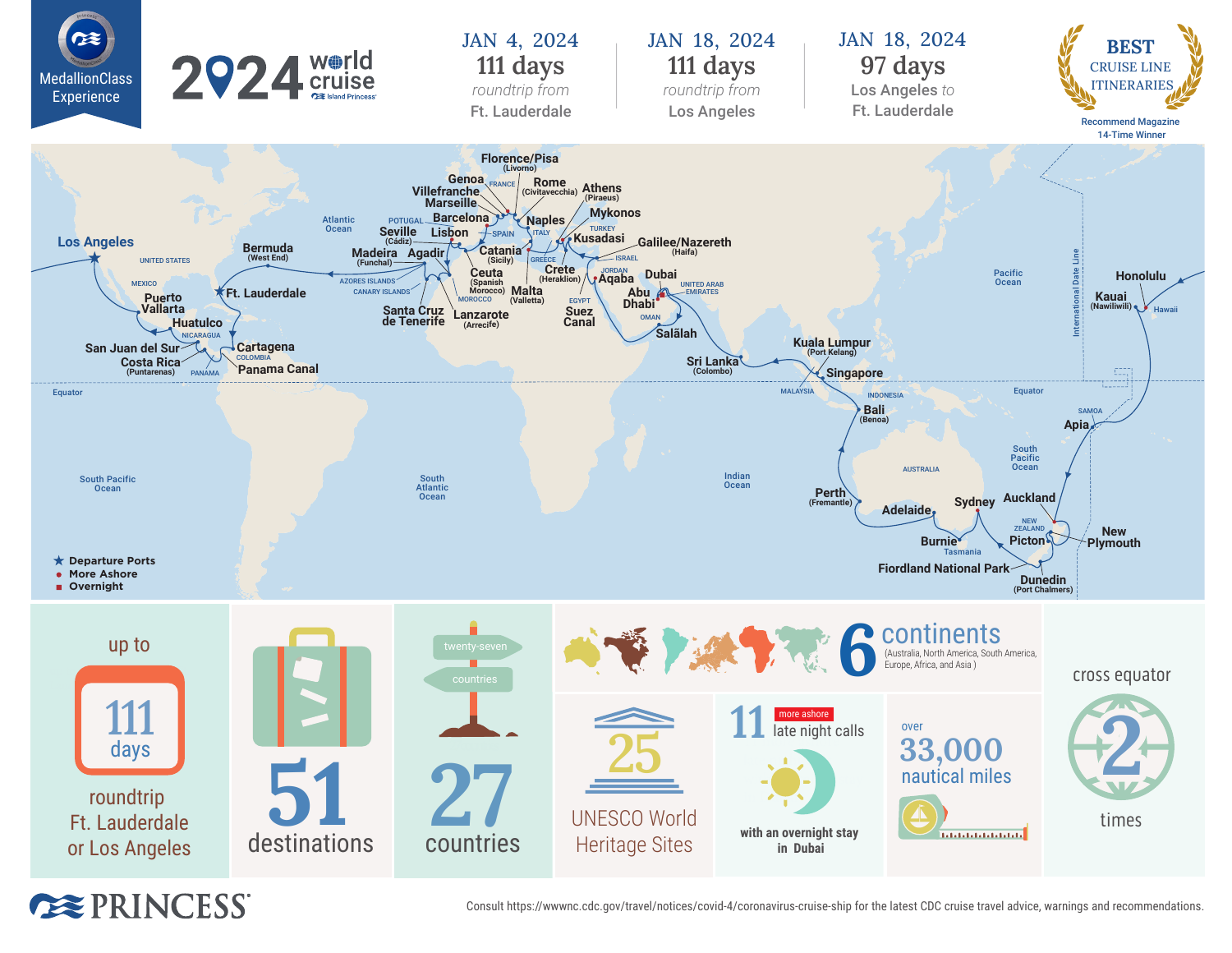MedallionClass Experience

# 2024 world cruise

Island Princess

| JAN 4, 2024 | JAN 18, 2024 | JAN 18, 2024 |
|---|---|---|
| 111 days | 111 days | 97 days |
| roundtrip from Ft. Lauderdale | roundtrip from Los Angeles | Los Angeles to Ft. Lauderdale |

**BEST CRUISE LINE ITINERARIES**

Recommend Magazine 14-Time Winner

Los Angeles, Bermuda (West End), Ft. Lauderdale, Puerto Vallarta, Huatulco, San Juan del Sur, Costa Rica (Puntarenas), Cartagena, Panama Canal, Madeira (Funchal), Agadir, Santa Cruz de Tenerife, Lanzarote (Arrecife), Seville (Cádiz), Lisbon, Ceuta (Spanish Morocco), Barcelona, Marseille, Villefranche, Genoa, Florence/Pisa (Livorno), Rome (Civitavecchia), Naples, Catania (Sicily), Malta (Valletta), Athens (Piraeus), Mykonos, Kusadasi, Crete (Heraklion), Galilee/Nazareth (Haifa), Aqaba, Suez Canal, Dubai, Abu Dhabi, Salālah, Sri Lanka (Colombo), Kuala Lumpur (Port Kelang), Singapore, Bali (Benoa), Perth (Fremantle), Adelaide, Burnie (Tasmania), Sydney, Auckland, Picton, New Plymouth, Fiordland National Park, Dunedin (Port Chalmers), Apia, Kauai (Nawiliwili), Honolulu

★ Departure Ports
● More Ashore
■ Overnight

- up to **111 days** roundtrip Ft. Lauderdale or Los Angeles
- **51** destinations
- **27** countries (twenty-seven countries)
- **6** continents (Australia, North America, South America, Europe, Africa, and Asia )
- **25** UNESCO World Heritage Sites
- **11** late night calls (more ashore) with an overnight stay in Dubai
- over **33,000** nautical miles
- cross equator **2** times

PRINCESS

Consult https://wwwnc.cdc.gov/travel/notices/covid-4/coronavirus-cruise-ship for the latest CDC cruise travel advice, warnings and recommendations.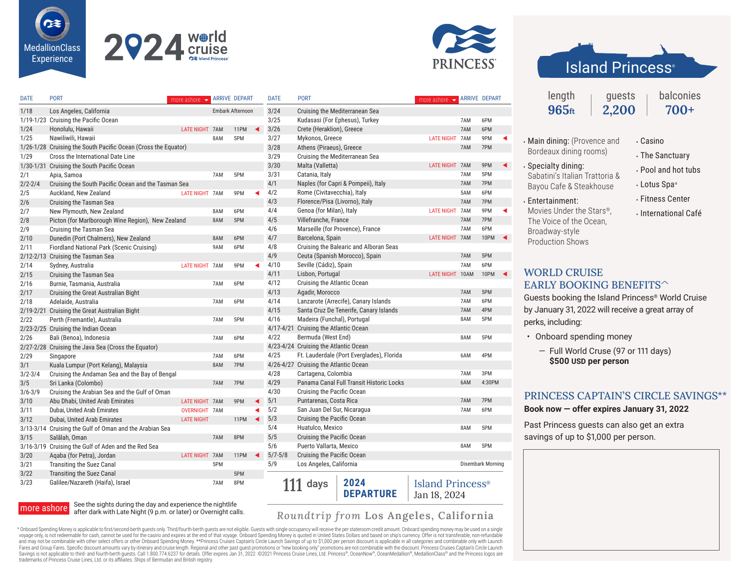MedallionClass Experience

# 2024 world cruise

Island Princess

PRINCESS

| DATE | PORT | more ashore | ARRIVE | DEPART | |
|---|---|---|---|---|---|
| 1/18 | Los Angeles, California | | Embark Afternoon | | |
| 1/19-1/23 | Cruising the Pacific Ocean | | | | |
| 1/24 | Honolulu, Hawaii | LATE NIGHT | 7AM | 11PM | ◀ |
| 1/25 | Nawiliwili, Hawaii | | 8AM | 5PM | |
| 1/26-1/28 | Cruising the South Pacific Ocean (Cross the Equator) | | | | |
| 1/29 | Cross the International Date Line | | | | |
| 1/30-1/31 | Cruising the South Pacific Ocean | | | | |
| 2/1 | Apia, Samoa | | 7AM | 5PM | |
| 2/2-2/4 | Cruising the South Pacific Ocean and the Tasman Sea | | | | |
| 2/5 | Auckland, New Zealand | LATE NIGHT | 7AM | 9PM | ◀ |
| 2/6 | Cruising the Tasman Sea | | | | |
| 2/7 | New Plymouth, New Zealand | | 8AM | 6PM | |
| 2/8 | Picton (for Marlborough Wine Region), New Zealand | | 8AM | 5PM | |
| 2/9 | Cruising the Tasman Sea | | | | |
| 2/10 | Dunedin (Port Chalmers), New Zealand | | 8AM | 6PM | |
| 2/11 | Fiordland National Park (Scenic Cruising) | | 9AM | 6PM | |
| 2/12-2/13 | Cruising the Tasman Sea | | | | |
| 2/14 | Sydney, Australia | LATE NIGHT | 7AM | 9PM | ◀ |
| 2/15 | Cruising the Tasman Sea | | | | |
| 2/16 | Burnie, Tasmania, Australia | | 7AM | 6PM | |
| 2/17 | Cruising the Great Australian Bight | | | | |
| 2/18 | Adelaide, Australia | | 7AM | 6PM | |
| 2/19-2/21 | Cruising the Great Australian Bight | | | | |
| 2/22 | Perth (Fremantle), Australia | | 7AM | 5PM | |
| 2/23-2/25 | Cruising the Indian Ocean | | | | |
| 2/26 | Bali (Benoa), Indonesia | | 7AM | 6PM | |
| 2/27-2/28 | Cruising the Java Sea (Cross the Equator) | | | | |
| 2/29 | Singapore | | 7AM | 6PM | |
| 3/1 | Kuala Lumpur (Port Kelang), Malaysia | | 8AM | 7PM | |
| 3/2-3/4 | Cruising the Andaman Sea and the Bay of Bengal | | | | |
| 3/5 | Sri Lanka (Colombo) | | 7AM | 7PM | |
| 3/6-3/9 | Cruising the Arabian Sea and the Gulf of Oman | | | | |
| 3/10 | Abu Dhabi, United Arab Emirates | LATE NIGHT | 7AM | 9PM | ◀ |
| 3/11 | Dubai, United Arab Emirates | OVERNIGHT | 7AM | | ◀ |
| 3/12 | Dubai, United Arab Emirates | LATE NIGHT | | 11PM | ◀ |
| 3/13-3/14 | Cruising the Gulf of Oman and the Arabian Sea | | | | |
| 3/15 | Salālah, Oman | | 7AM | 8PM | |
| 3/16-3/19 | Cruising the Gulf of Aden and the Red Sea | | | | |
| 3/20 | Aqaba (for Petra), Jordan | LATE NIGHT | 7AM | 11PM | ◀ |
| 3/21 | Transiting the Suez Canal | | 5PM | | |
| 3/22 | Transiting the Suez Canal | | | 5PM | |
| 3/23 | Galilee/Nazareth (Haifa), Israel | | 7AM | 8PM | |
| 3/24 | Cruising the Mediterranean Sea | | | | |
| 3/25 | Kudasadi (For Ephesus), Turkey | | 7AM | 6PM | |
| 3/26 | Crete (Heraklion), Greece | | 7AM | 6PM | |
| 3/27 | Mykonos, Greece | LATE NIGHT | 7AM | 9PM | ◀ |
| 3/28 | Athens (Piraeus), Greece | | 7AM | 7PM | |
| 3/29 | Cruising the Mediterranean Sea | | | | |
| 3/30 | Malta (Valletta) | LATE NIGHT | 7AM | 9PM | ◀ |
| 3/31 | Catania, Italy | | 7AM | 5PM | |
| 4/1 | Naples (for Capri & Pompeii), Italy | | 7AM | 7PM | |
| 4/2 | Rome (Civitavecchia), Italy | | 5AM | 6PM | |
| 4/3 | Florence/Pisa (Livorno), Italy | | 7AM | 7PM | |
| 4/4 | Genoa (for Milan), Italy | LATE NIGHT | 7AM | 9PM | ◀ |
| 4/5 | Villefranche, France | | 7AM | 7PM | |
| 4/6 | Marseille (for Provence), France | | 7AM | 6PM | |
| 4/7 | Barcelona, Spain | LATE NIGHT | 7AM | 10PM | ◀ |
| 4/8 | Cruising the Balearic and Alboran Seas | | | | |
| 4/9 | Ceuta (Spanish Morocco), Spain | | 7AM | 5PM | |
| 4/10 | Seville (Cádiz), Spain | | 7AM | 6PM | |
| 4/11 | Lisbon, Portugal | LATE NIGHT | 10AM | 10PM | ◀ |
| 4/12 | Cruising the Atlantic Ocean | | | | |
| 4/13 | Agadir, Morocco | | 7AM | 5PM | |
| 4/14 | Lanzarote (Arrecife), Canary Islands | | 7AM | 6PM | |
| 4/15 | Santa Cruz De Tenerife, Canary Islands | | 7AM | 4PM | |
| 4/16 | Madeira (Funchal), Portugal | | 8AM | 5PM | |
| 4/17-4/21 | Cruising the Atlantic Ocean | | | | |
| 4/22 | Bermuda (West End) | | 8AM | 5PM | |
| 4/23-4/24 | Cruising the Atlantic Ocean | | | | |
| 4/25 | Ft. Lauderdale (Port Everglades), Florida | | 6AM | 4PM | |
| 4/26-4/27 | Cruising the Atlantic Ocean | | | | |
| 4/28 | Cartagena, Colombia | | 7AM | 3PM | |
| 4/29 | Panama Canal Full Transit Historic Locks | | 6AM | 4:30PM | |
| 4/30 | Cruising the Pacific Ocean | | | | |
| 5/1 | Puntarenas, Costa Rica | | 7AM | 7PM | |
| 5/2 | San Juan Del Sur, Nicaragua | | 7AM | 6PM | |
| 5/3 | Cruising the Pacific Ocean | | | | |
| 5/4 | Huatulco, Mexico | | 8AM | 5PM | |
| 5/5 | Cruising the Pacific Ocean | | | | |
| 5/6 | Puerto Vallarta, Mexico | | 8AM | 5PM | |
| 5/7-5/8 | Cruising the Pacific Ocean | | | | |
| 5/9 | Los Angeles, California | | Disembark Morning | | |

**more ashore** See the sights during the day and experience the nightlife after dark with Late Night (9 p.m. or later) or Overnight calls.

**111 days** | **2024 DEPARTURE** | Island Princess® Jan 18, 2024

*Roundtrip from* **Los Angeles, California**

## Island Princess®

| length | guests | balconies |
|---|---|---|
| **965ft** | **2,200** | **700+** |

- Main dining: (Provence and Bordeaux dining rooms)
- Specialty dining: Sabatini's Italian Trattoria & Bayou Cafe & Steakhouse
- Entertainment: Movies Under the Stars®, The Voice of the Ocean, Broadway-style Production Shows
- Casino
- The Sanctuary
- Pool and hot tubs
- Lotus Spa®
- Fitness Center
- International Café

## WORLD CRUISE EARLY BOOKING BENEFITS^

Guests booking the Island Princess® World Cruise by January 31, 2022 will receive a great array of perks, including:

- Onboard spending money
  - Full World Cruse (97 or 111 days) **$500 USD per person**

## PRINCESS CAPTAIN'S CIRCLE SAVINGS**

**Book now — offer expires January 31, 2022**

Past Princess guests can also get an extra savings of up to $1,000 per person.

^ Onboard Spending Money is applicable to first/second-berth guests only. Third/fourth-berth guests are not eligible. Guests with single occupancy will receive the per stateroom credit amount. Onboard spending money may be used on a single voyage only, is not redeemable for cash, cannot be used for the casino and expires at the end of that voyage. Onboard Spending Money is quoted in United States Dollars and based on ship's currency. Offer is not transferable, non-refundable and may not be combinable with other select offers or other Onboard Spending Money. **Princess Cruises Captain's Circle Launch Savings of up to $1,000 per person discount is applicable in all categories and combinable only with Launch Fares and Group Fares. Specific discount amounts vary by itinerary and cruise length. Regional and other past guest promotions or "new booking only" promotions are not combinable with the discount. Princess Cruises Captain's Circle Launch Savings is not applicable to third- and fourth-berth guests. Call 1.800.774.6237 for details. Offer expires Jan 31, 2022 ©2021 Princess Cruise Lines, Ltd. Princess®, OceanNow®, OceanMedallion®, MedallionClass® and the Princess logos are trademarks of Princess Cruise Lines, Ltd. or its affiliates. Ships of Bermudan and British registry.